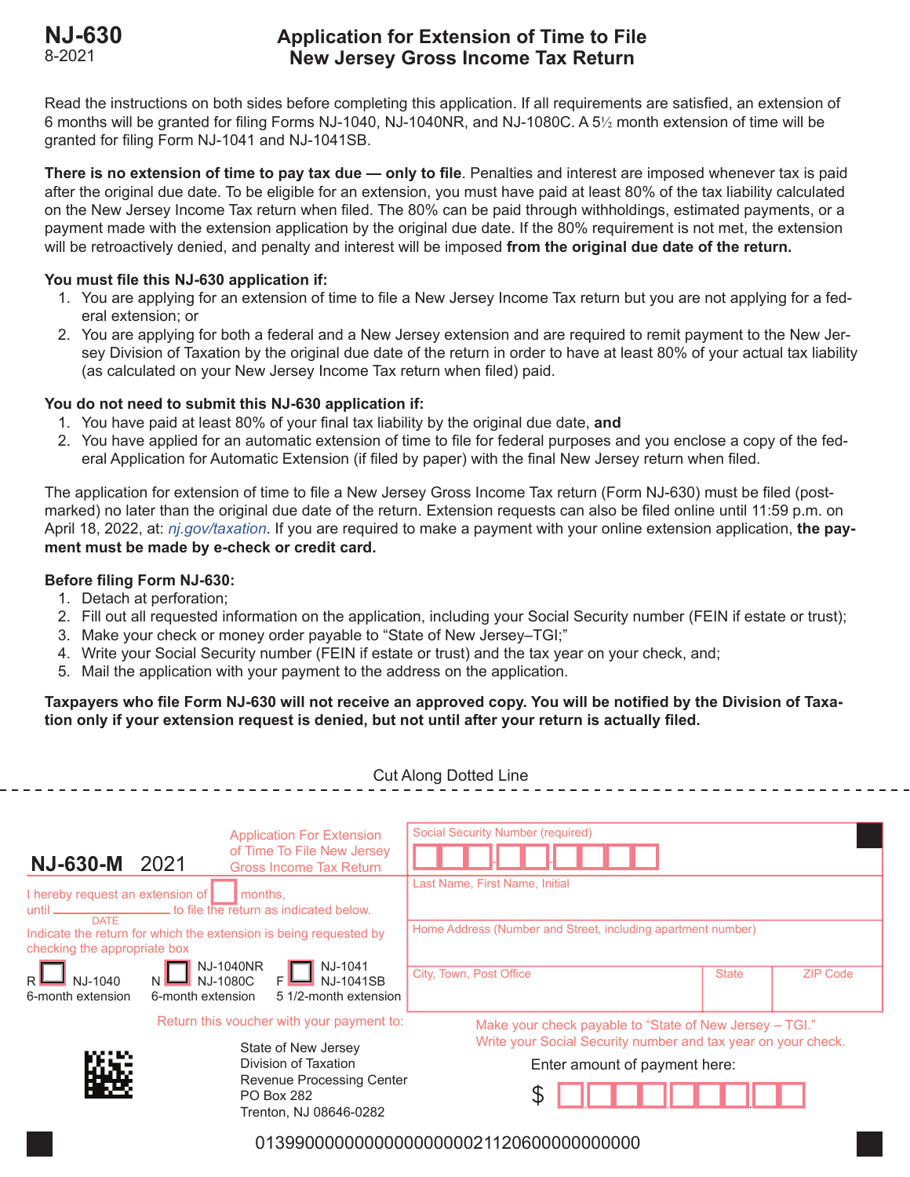# NJ-630

8-2021

## Application for Extension of Time to File New Jersey Gross Income Tax Return

Read the instructions on both sides before completing this application. If all requirements are satisfied, an extension of 6 months will be granted for filing Forms NJ-1040, NJ-1040NR, and NJ-1080C. A 5½ month extension of time will be granted for filing Form NJ-1041 and NJ-1041SB.

**There is no extension of time to pay tax due — only to file**. Penalties and interest are imposed whenever tax is paid after the original due date. To be eligible for an extension, you must have paid at least 80% of the tax liability calculated on the New Jersey Income Tax return when filed. The 80% can be paid through withholdings, estimated payments, or a payment made with the extension application by the original due date. If the 80% requirement is not met, the extension will be retroactively denied, and penalty and interest will be imposed **from the original due date of the return.**

**You must file this NJ-630 application if:**

1. You are applying for an extension of time to file a New Jersey Income Tax return but you are not applying for a federal extension; or
2. You are applying for both a federal and a New Jersey extension and are required to remit payment to the New Jersey Division of Taxation by the original due date of the return in order to have at least 80% of your actual tax liability (as calculated on your New Jersey Income Tax return when filed) paid.

**You do not need to submit this NJ-630 application if:**

1. You have paid at least 80% of your final tax liability by the original due date, **and**
2. You have applied for an automatic extension of time to file for federal purposes and you enclose a copy of the federal Application for Automatic Extension (if filed by paper) with the final New Jersey return when filed.

The application for extension of time to file a New Jersey Gross Income Tax return (Form NJ-630) must be filed (postmarked) no later than the original due date of the return. Extension requests can also be filed online until 11:59 p.m. on April 18, 2022, at: *nj.gov/taxation*. If you are required to make a payment with your online extension application, **the payment must be made by e-check or credit card.**

**Before filing Form NJ-630:**

1. Detach at perforation;
2. Fill out all requested information on the application, including your Social Security number (FEIN if estate or trust);
3. Make your check or money order payable to "State of New Jersey–TGI;"
4. Write your Social Security number (FEIN if estate or trust) and the tax year on your check, and;
5. Mail the application with your payment to the address on the application.

**Taxpayers who file Form NJ-630 will not receive an approved copy. You will be notified by the Division of Taxation only if your extension request is denied, but not until after your return is actually filed.**

Cut Along Dotted Line

---

**NJ-630-M 2021** Application For Extension of Time To File New Jersey Gross Income Tax Return

Social Security Number (required)

I hereby request an extension of ☐ months, until ____________ (DATE) to file the return as indicated below.

Last Name, First Name, Initial

Indicate the return for which the extension is being requested by checking the appropriate box

Home Address (Number and Street, including apartment number)

R ☐ NJ-1040 6-month extension
N ☐ NJ-1040NR NJ-1080C 6-month extension
F ☐ NJ-1041 NJ-1041SB 5 1/2-month extension

City, Town, Post Office | State | ZIP Code

Return this voucher with your payment to:

State of New Jersey
Division of Taxation
Revenue Processing Center
PO Box 282
Trenton, NJ 08646-0282

Make your check payable to "State of New Jersey – TGI."
Write your Social Security number and tax year on your check.

Enter amount of payment here:

$ ☐,☐☐☐,☐☐☐.☐☐

013990000000000000000021120600000000000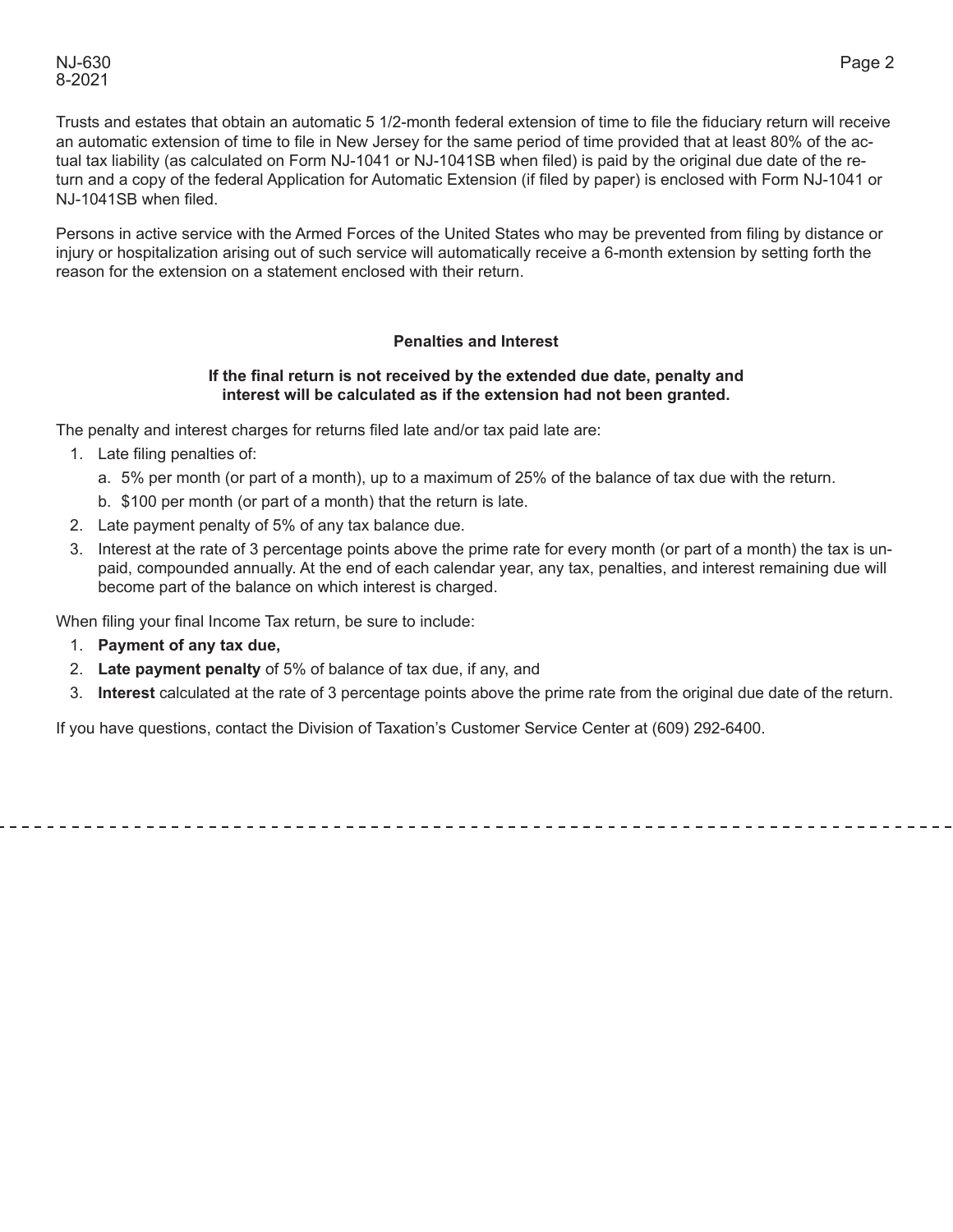Trusts and estates that obtain an automatic 5 1/2-month federal extension of time to file the fiduciary return will receive an automatic extension of time to file in New Jersey for the same period of time provided that at least 80% of the actual tax liability (as calculated on Form NJ-1041 or NJ-1041SB when filed) is paid by the original due date of the return and a copy of the federal Application for Automatic Extension (if filed by paper) is enclosed with Form NJ-1041 or NJ-1041SB when filed.

Persons in active service with the Armed Forces of the United States who may be prevented from filing by distance or injury or hospitalization arising out of such service will automatically receive a 6-month extension by setting forth the reason for the extension on a statement enclosed with their return.

## Penalties and Interest

**If the final return is not received by the extended due date, penalty and interest will be calculated as if the extension had not been granted.**

The penalty and interest charges for returns filed late and/or tax paid late are:

1. Late filing penalties of:
   a. 5% per month (or part of a month), up to a maximum of 25% of the balance of tax due with the return.
   b. $100 per month (or part of a month) that the return is late.
2. Late payment penalty of 5% of any tax balance due.
3. Interest at the rate of 3 percentage points above the prime rate for every month (or part of a month) the tax is unpaid, compounded annually. At the end of each calendar year, any tax, penalties, and interest remaining due will become part of the balance on which interest is charged.

When filing your final Income Tax return, be sure to include:

1. **Payment of any tax due,**
2. **Late payment penalty** of 5% of balance of tax due, if any, and
3. **Interest** calculated at the rate of 3 percentage points above the prime rate from the original due date of the return.

If you have questions, contact the Division of Taxation's Customer Service Center at (609) 292-6400.